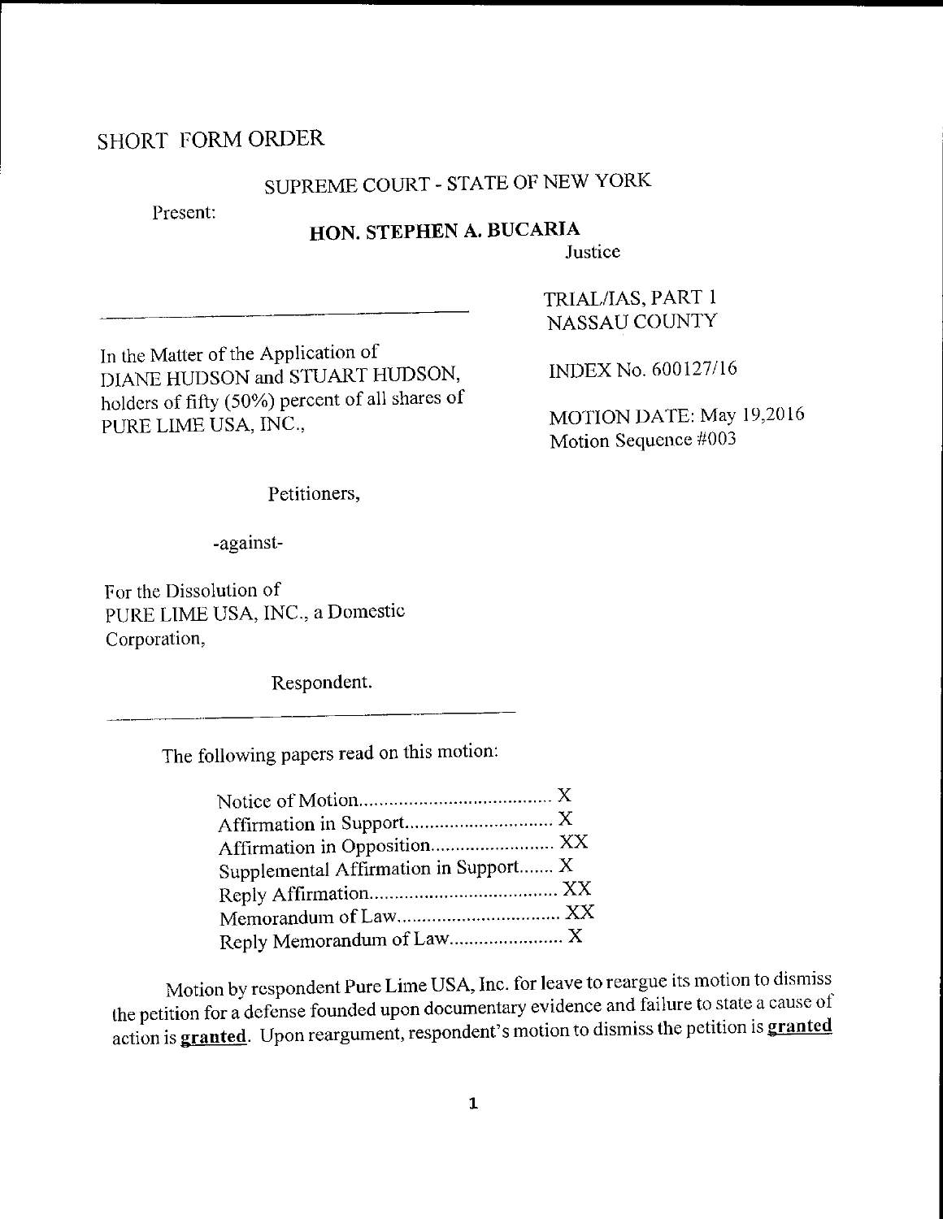SHORT FORM ORDER

SUPREME COURT - STATE OF NEW YORK

Present:

**HON. STEPHEN A. BUCARIA**
Justice

TRIAL/IAS, PART 1
NASSAU COUNTY

In the Matter of the Application of
DIANE HUDSON and STUART HUDSON,
holders of fifty (50%) percent of all shares of
PURE LIME USA, INC.,

INDEX No. 600127/16

MOTION DATE: May 19,2016
Motion Sequence #003

Petitioners,

-against-

For the Dissolution of
PURE LIME USA, INC., a Domestic
Corporation,

Respondent.

The following papers read on this motion:

| | |
|---|---|
| Notice of Motion | X |
| Affirmation in Support | X |
| Affirmation in Opposition | XX |
| Supplemental Affirmation in Support | X |
| Reply Affirmation | XX |
| Memorandum of Law | XX |
| Reply Memorandum of Law | X |

Motion by respondent Pure Lime USA, Inc. for leave to reargue its motion to dismiss the petition for a defense founded upon documentary evidence and failure to state a cause of action is **granted**. Upon reargument, respondent's motion to dismiss the petition is **granted**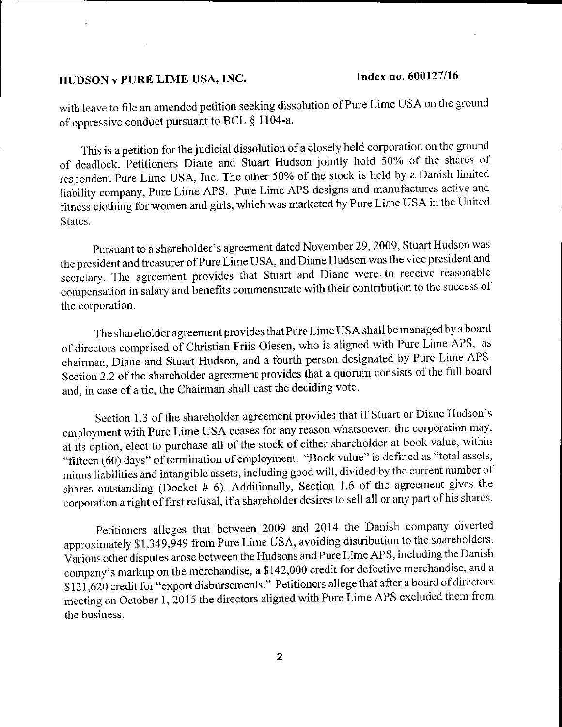with leave to file an amended petition seeking dissolution of Pure Lime USA on the ground of oppressive conduct pursuant to BCL § 1104-a.

This is a petition for the judicial dissolution of a closely held corporation on the ground of deadlock. Petitioners Diane and Stuart Hudson jointly hold 50% of the shares of respondent Pure Lime USA, Inc. The other 50% of the stock is held by a Danish limited liability company, Pure Lime APS. Pure Lime APS designs and manufactures active and fitness clothing for women and girls, which was marketed by Pure Lime USA in the United States.

Pursuant to a shareholder's agreement dated November 29, 2009, Stuart Hudson was the president and treasurer of Pure Lime USA, and Diane Hudson was the vice president and secretary. The agreement provides that Stuart and Diane were to receive reasonable compensation in salary and benefits commensurate with their contribution to the success of the corporation.

The shareholder agreement provides that Pure Lime USA shall be managed by a board of directors comprised of Christian Friis Olesen, who is aligned with Pure Lime APS, as chairman, Diane and Stuart Hudson, and a fourth person designated by Pure Lime APS. Section 2.2 of the shareholder agreement provides that a quorum consists of the full board and, in case of a tie, the Chairman shall cast the deciding vote.

Section 1.3 of the shareholder agreement provides that if Stuart or Diane Hudson's employment with Pure Lime USA ceases for any reason whatsoever, the corporation may, at its option, elect to purchase all of the stock of either shareholder at book value, within "fifteen (60) days" of termination of employment. "Book value" is defined as "total assets, minus liabilities and intangible assets, including good will, divided by the current number of shares outstanding (Docket # 6). Additionally, Section 1.6 of the agreement gives the corporation a right of first refusal, if a shareholder desires to sell all or any part of his shares.

Petitioners alleges that between 2009 and 2014 the Danish company diverted approximately $1,349,949 from Pure Lime USA, avoiding distribution to the shareholders. Various other disputes arose between the Hudsons and Pure Lime APS, including the Danish company's markup on the merchandise, a $142,000 credit for defective merchandise, and a $121,620 credit for "export disbursements." Petitioners allege that after a board of directors meeting on October 1, 2015 the directors aligned with Pure Lime APS excluded them from the business.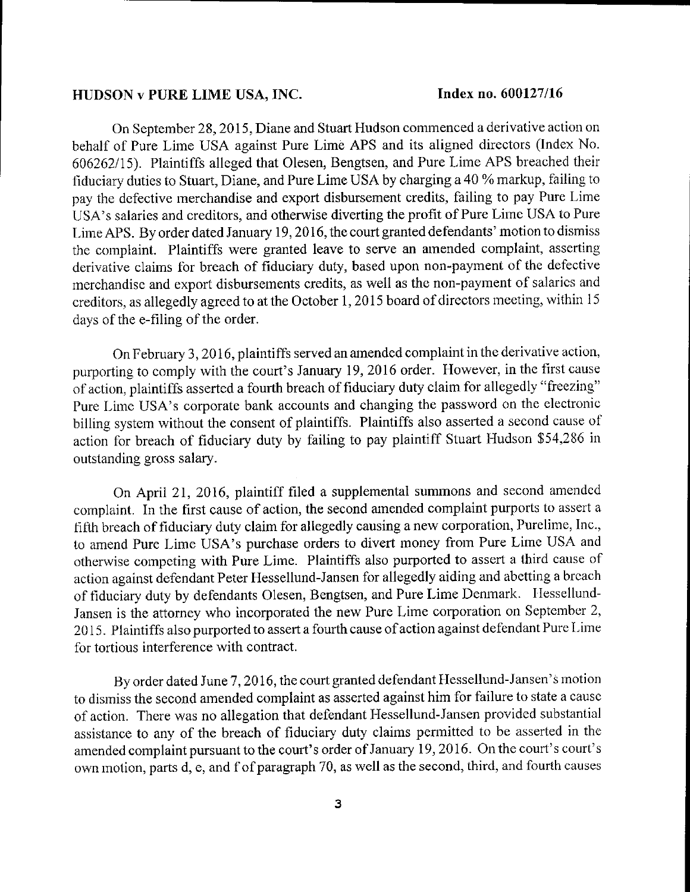On September 28, 2015, Diane and Stuart Hudson commenced a derivative action on behalf of Pure Lime USA against Pure Lime APS and its aligned directors (Index No. 606262/15). Plaintiffs alleged that Olesen, Bengtsen, and Pure Lime APS breached their fiduciary duties to Stuart, Diane, and Pure Lime USA by charging a 40 % markup, failing to pay the defective merchandise and export disbursement credits, failing to pay Pure Lime USA's salaries and creditors, and otherwise diverting the profit of Pure Lime USA to Pure Lime APS. By order dated January 19, 2016, the court granted defendants' motion to dismiss the complaint. Plaintiffs were granted leave to serve an amended complaint, asserting derivative claims for breach of fiduciary duty, based upon non-payment of the defective merchandise and export disbursements credits, as well as the non-payment of salaries and creditors, as allegedly agreed to at the October 1, 2015 board of directors meeting, within 15 days of the e-filing of the order.

On February 3, 2016, plaintiffs served an amended complaint in the derivative action, purporting to comply with the court's January 19, 2016 order. However, in the first cause of action, plaintiffs asserted a fourth breach of fiduciary duty claim for allegedly "freezing" Pure Lime USA's corporate bank accounts and changing the password on the electronic billing system without the consent of plaintiffs. Plaintiffs also asserted a second cause of action for breach of fiduciary duty by failing to pay plaintiff Stuart Hudson $54,286 in outstanding gross salary.

On April 21, 2016, plaintiff filed a supplemental summons and second amended complaint. In the first cause of action, the second amended complaint purports to assert a fifth breach of fiduciary duty claim for allegedly causing a new corporation, Purelime, Inc., to amend Pure Lime USA's purchase orders to divert money from Pure Lime USA and otherwise competing with Pure Lime. Plaintiffs also purported to assert a third cause of action against defendant Peter Hessellund-Jansen for allegedly aiding and abetting a breach of fiduciary duty by defendants Olesen, Bengtsen, and Pure Lime Denmark. Hessellund-Jansen is the attorney who incorporated the new Pure Lime corporation on September 2, 2015. Plaintiffs also purported to assert a fourth cause of action against defendant Pure Lime for tortious interference with contract.

By order dated June 7, 2016, the court granted defendant Hessellund-Jansen's motion to dismiss the second amended complaint as asserted against him for failure to state a cause of action. There was no allegation that defendant Hessellund-Jansen provided substantial assistance to any of the breach of fiduciary duty claims permitted to be asserted in the amended complaint pursuant to the court's order of January 19, 2016. On the court's court's own motion, parts d, e, and f of paragraph 70, as well as the second, third, and fourth causes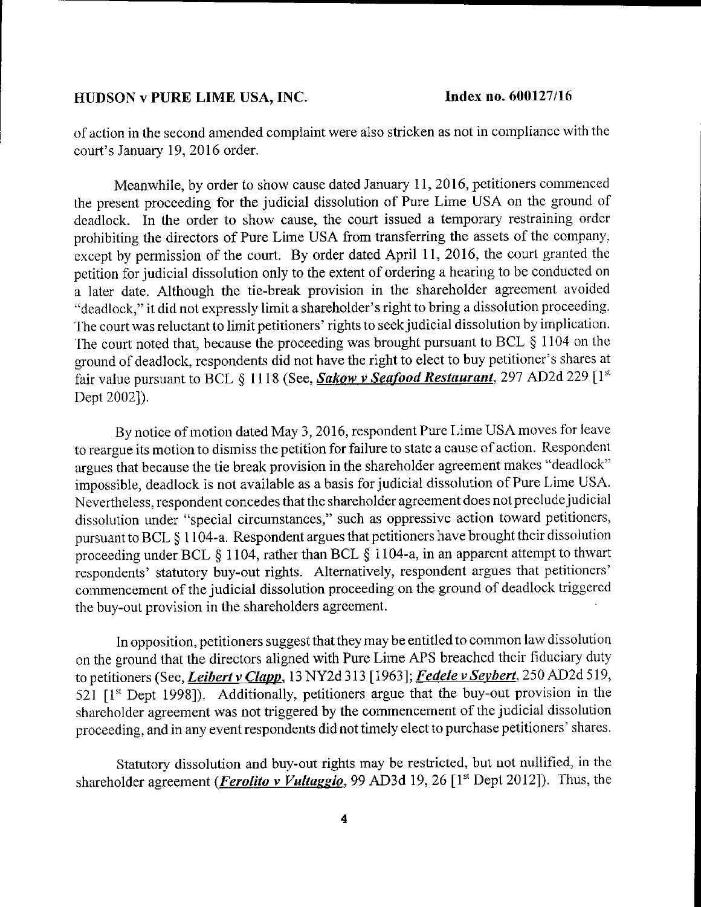of action in the second amended complaint were also stricken as not in compliance with the court's January 19, 2016 order.

Meanwhile, by order to show cause dated January 11, 2016, petitioners commenced the present proceeding for the judicial dissolution of Pure Lime USA on the ground of deadlock. In the order to show cause, the court issued a temporary restraining order prohibiting the directors of Pure Lime USA from transferring the assets of the company, except by permission of the court. By order dated April 11, 2016, the court granted the petition for judicial dissolution only to the extent of ordering a hearing to be conducted on a later date. Although the tie-break provision in the shareholder agreement avoided "deadlock," it did not expressly limit a shareholder's right to bring a dissolution proceeding. The court was reluctant to limit petitioners' rights to seek judicial dissolution by implication. The court noted that, because the proceeding was brought pursuant to BCL § 1104 on the ground of deadlock, respondents did not have the right to elect to buy petitioner's shares at fair value pursuant to BCL § 1118 (See, ***Sakow v Seafood Restaurant***, 297 AD2d 229 [1st Dept 2002]).

By notice of motion dated May 3, 2016, respondent Pure Lime USA moves for leave to reargue its motion to dismiss the petition for failure to state a cause of action. Respondent argues that because the tie break provision in the shareholder agreement makes "deadlock" impossible, deadlock is not available as a basis for judicial dissolution of Pure Lime USA. Nevertheless, respondent concedes that the shareholder agreement does not preclude judicial dissolution under "special circumstances," such as oppressive action toward petitioners, pursuant to BCL § 1104-a. Respondent argues that petitioners have brought their dissolution proceeding under BCL § 1104, rather than BCL § 1104-a, in an apparent attempt to thwart respondents' statutory buy-out rights. Alternatively, respondent argues that petitioners' commencement of the judicial dissolution proceeding on the ground of deadlock triggered the buy-out provision in the shareholders agreement.

In opposition, petitioners suggest that they may be entitled to common law dissolution on the ground that the directors aligned with Pure Lime APS breached their fiduciary duty to petitioners (See, ***Leibert v Clapp***, 13 NY2d 313 [1963]; ***Fedele v Seybert***, 250 AD2d 519, 521 [1st Dept 1998]). Additionally, petitioners argue that the buy-out provision in the shareholder agreement was not triggered by the commencement of the judicial dissolution proceeding, and in any event respondents did not timely elect to purchase petitioners' shares.

Statutory dissolution and buy-out rights may be restricted, but not nullified, in the shareholder agreement (***Ferolito v Vultaggio***, 99 AD3d 19, 26 [1st Dept 2012]). Thus, the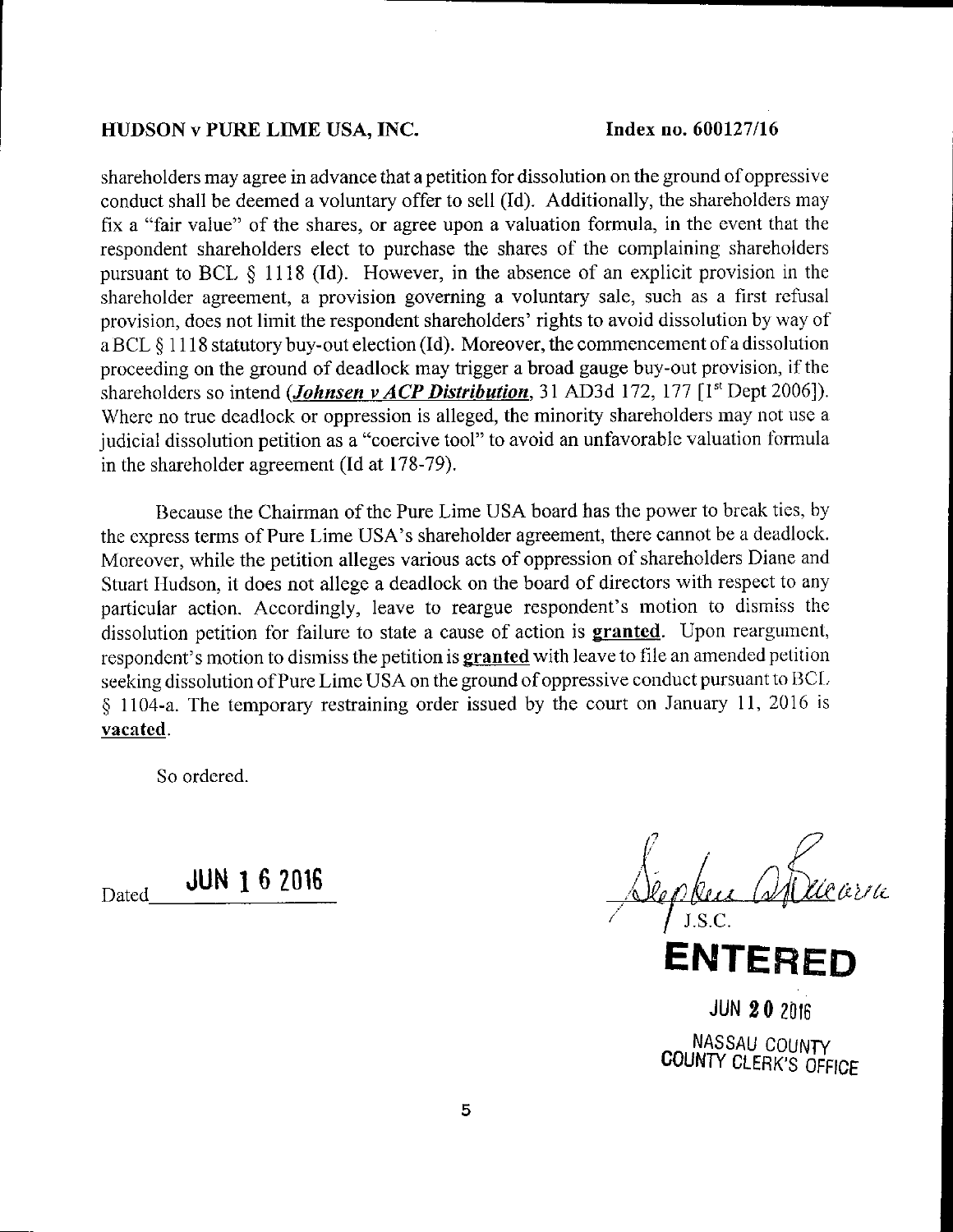shareholders may agree in advance that a petition for dissolution on the ground of oppressive conduct shall be deemed a voluntary offer to sell (Id). Additionally, the shareholders may fix a "fair value" of the shares, or agree upon a valuation formula, in the event that the respondent shareholders elect to purchase the shares of the complaining shareholders pursuant to BCL § 1118 (Id). However, in the absence of an explicit provision in the shareholder agreement, a provision governing a voluntary sale, such as a first refusal provision, does not limit the respondent shareholders' rights to avoid dissolution by way of a BCL § 1118 statutory buy-out election (Id). Moreover, the commencement of a dissolution proceeding on the ground of deadlock may trigger a broad gauge buy-out provision, if the shareholders so intend (***Johnsen v ACP Distribution***, 31 AD3d 172, 177 [1st Dept 2006]). Where no true deadlock or oppression is alleged, the minority shareholders may not use a judicial dissolution petition as a "coercive tool" to avoid an unfavorable valuation formula in the shareholder agreement (Id at 178-79).

Because the Chairman of the Pure Lime USA board has the power to break ties, by the express terms of Pure Lime USA's shareholder agreement, there cannot be a deadlock. Moreover, while the petition alleges various acts of oppression of shareholders Diane and Stuart Hudson, it does not allege a deadlock on the board of directors with respect to any particular action. Accordingly, leave to reargue respondent's motion to dismiss the dissolution petition for failure to state a cause of action is **granted**. Upon reargument, respondent's motion to dismiss the petition is **granted** with leave to file an amended petition seeking dissolution of Pure Lime USA on the ground of oppressive conduct pursuant to BCL § 1104-a. The temporary restraining order issued by the court on January 11, 2016 is **vacated**.

So ordered.

Dated JUN 16 2016

Stephen Bucaria
J.S.C.

**ENTERED**

JUN 20 2016

NASSAU COUNTY
COUNTY CLERK'S OFFICE